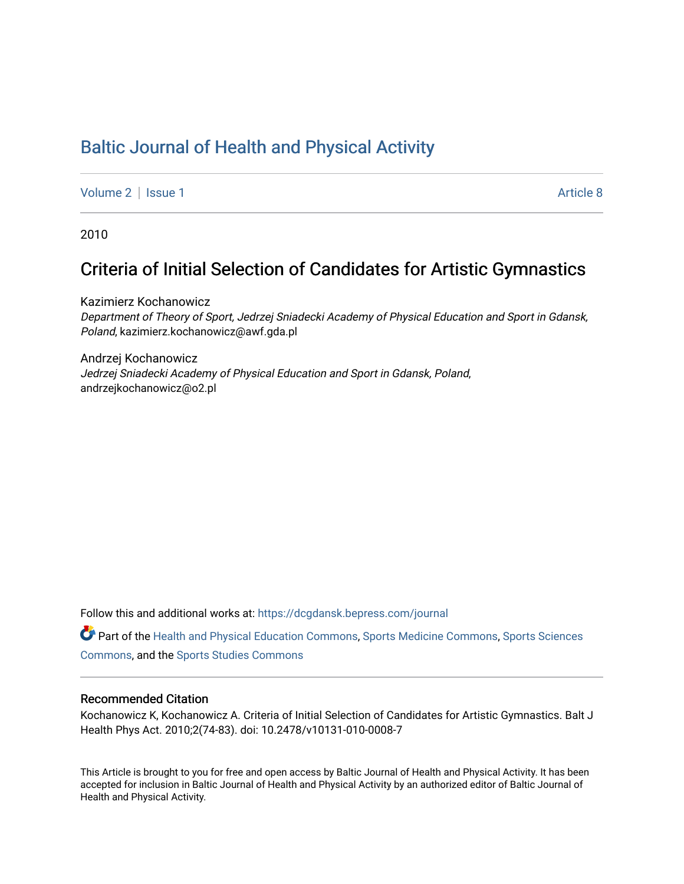# Baltic Journal of Health and Physical Activity

Volume 2 | Issue 1 — Article 8

2010

## Criteria of Initial Selection of Candidates for Artistic Gymnastics

Kazimierz Kochanowicz
*Department of Theory of Sport, Jedrzej Sniadecki Academy of Physical Education and Sport in Gdansk, Poland*, kazimierz.kochanowicz@awf.gda.pl

Andrzej Kochanowicz
*Jedrzej Sniadecki Academy of Physical Education and Sport in Gdansk, Poland*, andrzejkochanowicz@o2.pl

Follow this and additional works at: https://dcgdansk.bepress.com/journal

Part of the Health and Physical Education Commons, Sports Medicine Commons, Sports Sciences Commons, and the Sports Studies Commons

### Recommended Citation

Kochanowicz K, Kochanowicz A. Criteria of Initial Selection of Candidates for Artistic Gymnastics. Balt J Health Phys Act. 2010;2(74-83). doi: 10.2478/v10131-010-0008-7

This Article is brought to you for free and open access by Baltic Journal of Health and Physical Activity. It has been accepted for inclusion in Baltic Journal of Health and Physical Activity by an authorized editor of Baltic Journal of Health and Physical Activity.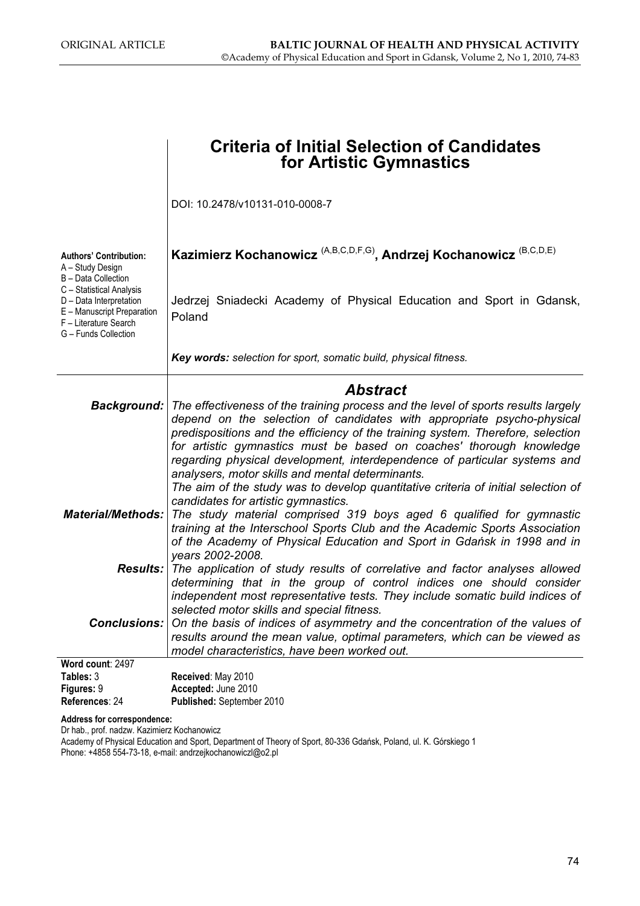ORIGINAL ARTICLE

# Criteria of Initial Selection of Candidates for Artistic Gymnastics

DOI: 10.2478/v10131-010-0008-7

**Kazimierz Kochanowicz** (A,B,C,D,F,G), **Andrzej Kochanowicz** (B,C,D,E)

**Authors' Contribution:**
A – Study Design
B – Data Collection
C – Statistical Analysis
D – Data Interpretation
E – Manuscript Preparation
F – Literature Search
G – Funds Collection

Jedrzej Sniadecki Academy of Physical Education and Sport in Gdansk, Poland

***Key words:*** *selection for sport, somatic build, physical fitness.*

## *Abstract*

***Background:*** *The effectiveness of the training process and the level of sports results largely depend on the selection of candidates with appropriate psycho-physical predispositions and the efficiency of the training system. Therefore, selection for artistic gymnastics must be based on coaches' thorough knowledge regarding physical development, interdependence of particular systems and analysers, motor skills and mental determinants.*
*The aim of the study was to develop quantitative criteria of initial selection of candidates for artistic gymnastics.*

***Material/Methods:*** *The study material comprised 319 boys aged 6 qualified for gymnastic training at the Interschool Sports Club and the Academic Sports Association of the Academy of Physical Education and Sport in Gdańsk in 1998 and in years 2002-2008.*

***Results:*** *The application of study results of correlative and factor analyses allowed determining that in the group of control indices one should consider independent most representative tests. They include somatic build indices of selected motor skills and special fitness.*

***Conclusions:*** *On the basis of indices of asymmetry and the concentration of the values of results around the mean value, optimal parameters, which can be viewed as model characteristics, have been worked out.*

**Word count**: 2497
**Tables:** 3
**Figures:** 9
**References**: 24

**Received**: May 2010
**Accepted:** June 2010
**Published:** September 2010

**Address for correspondence:**
Dr hab., prof. nadzw. Kazimierz Kochanowicz
Academy of Physical Education and Sport, Department of Theory of Sport, 80-336 Gdańsk, Poland, ul. K. Górskiego 1
Phone: +4858 554-73-18, e-mail: andrzejkochanowiczl@o2.pl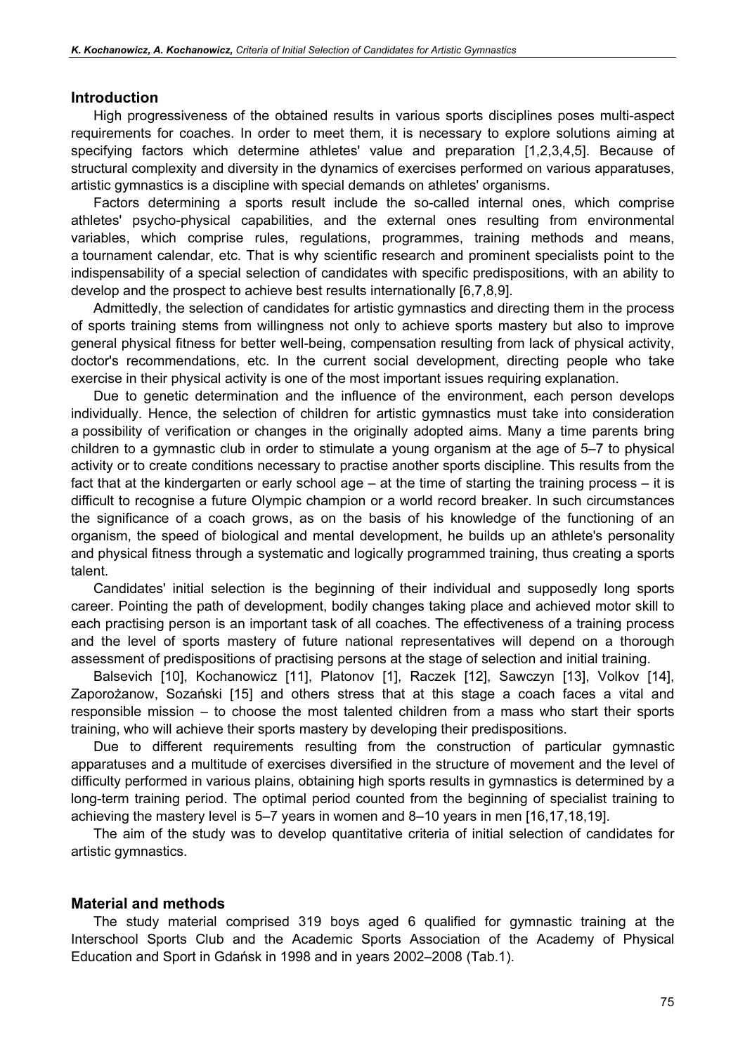## Introduction

High progressiveness of the obtained results in various sports disciplines poses multi-aspect requirements for coaches. In order to meet them, it is necessary to explore solutions aiming at specifying factors which determine athletes' value and preparation [1,2,3,4,5]. Because of structural complexity and diversity in the dynamics of exercises performed on various apparatuses, artistic gymnastics is a discipline with special demands on athletes' organisms.

Factors determining a sports result include the so-called internal ones, which comprise athletes' psycho-physical capabilities, and the external ones resulting from environmental variables, which comprise rules, regulations, programmes, training methods and means, a tournament calendar, etc. That is why scientific research and prominent specialists point to the indispensability of a special selection of candidates with specific predispositions, with an ability to develop and the prospect to achieve best results internationally [6,7,8,9].

Admittedly, the selection of candidates for artistic gymnastics and directing them in the process of sports training stems from willingness not only to achieve sports mastery but also to improve general physical fitness for better well-being, compensation resulting from lack of physical activity, doctor's recommendations, etc. In the current social development, directing people who take exercise in their physical activity is one of the most important issues requiring explanation.

Due to genetic determination and the influence of the environment, each person develops individually. Hence, the selection of children for artistic gymnastics must take into consideration a possibility of verification or changes in the originally adopted aims. Many a time parents bring children to a gymnastic club in order to stimulate a young organism at the age of 5–7 to physical activity or to create conditions necessary to practise another sports discipline. This results from the fact that at the kindergarten or early school age – at the time of starting the training process – it is difficult to recognise a future Olympic champion or a world record breaker. In such circumstances the significance of a coach grows, as on the basis of his knowledge of the functioning of an organism, the speed of biological and mental development, he builds up an athlete's personality and physical fitness through a systematic and logically programmed training, thus creating a sports talent.

Candidates' initial selection is the beginning of their individual and supposedly long sports career. Pointing the path of development, bodily changes taking place and achieved motor skill to each practising person is an important task of all coaches. The effectiveness of a training process and the level of sports mastery of future national representatives will depend on a thorough assessment of predispositions of practising persons at the stage of selection and initial training.

Balsevich [10], Kochanowicz [11], Platonov [1], Raczek [12], Sawczyn [13], Volkov [14], Zaporożanow, Sozański [15] and others stress that at this stage a coach faces a vital and responsible mission – to choose the most talented children from a mass who start their sports training, who will achieve their sports mastery by developing their predispositions.

Due to different requirements resulting from the construction of particular gymnastic apparatuses and a multitude of exercises diversified in the structure of movement and the level of difficulty performed in various plains, obtaining high sports results in gymnastics is determined by a long-term training period. The optimal period counted from the beginning of specialist training to achieving the mastery level is 5–7 years in women and 8–10 years in men [16,17,18,19].

The aim of the study was to develop quantitative criteria of initial selection of candidates for artistic gymnastics.

## Material and methods

The study material comprised 319 boys aged 6 qualified for gymnastic training at the Interschool Sports Club and the Academic Sports Association of the Academy of Physical Education and Sport in Gdańsk in 1998 and in years 2002–2008 (Tab.1).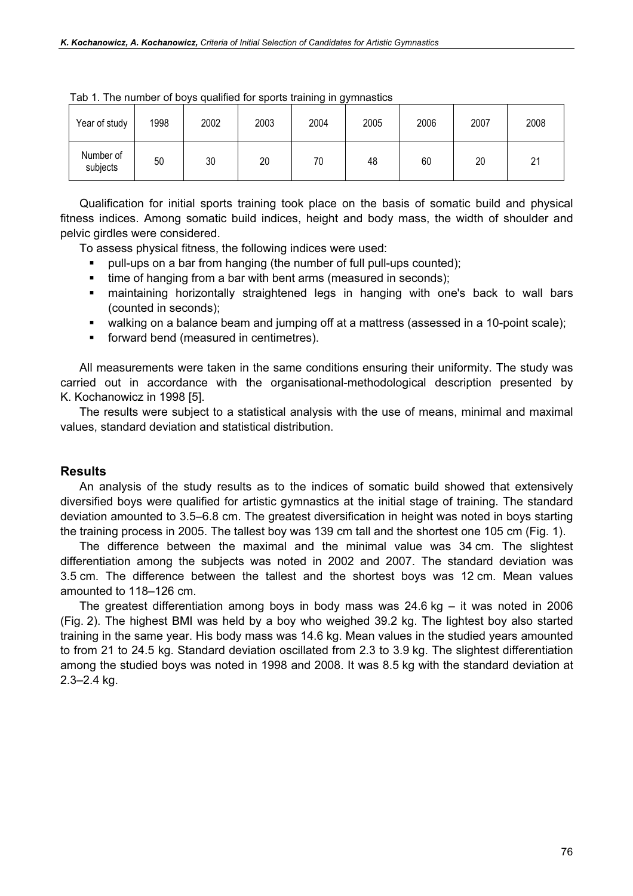Tab 1. The number of boys qualified for sports training in gymnastics

| Year of study | 1998 | 2002 | 2003 | 2004 | 2005 | 2006 | 2007 | 2008 |
|---|---|---|---|---|---|---|---|---|
| Number of subjects | 50 | 30 | 20 | 70 | 48 | 60 | 20 | 21 |

Qualification for initial sports training took place on the basis of somatic build and physical fitness indices. Among somatic build indices, height and body mass, the width of shoulder and pelvic girdles were considered.

To assess physical fitness, the following indices were used:

- pull-ups on a bar from hanging (the number of full pull-ups counted);
- time of hanging from a bar with bent arms (measured in seconds);
- maintaining horizontally straightened legs in hanging with one's back to wall bars (counted in seconds);
- walking on a balance beam and jumping off at a mattress (assessed in a 10-point scale);
- forward bend (measured in centimetres).

All measurements were taken in the same conditions ensuring their uniformity. The study was carried out in accordance with the organisational-methodological description presented by K. Kochanowicz in 1998 [5].

The results were subject to a statistical analysis with the use of means, minimal and maximal values, standard deviation and statistical distribution.

## Results

An analysis of the study results as to the indices of somatic build showed that extensively diversified boys were qualified for artistic gymnastics at the initial stage of training. The standard deviation amounted to 3.5–6.8 cm. The greatest diversification in height was noted in boys starting the training process in 2005. The tallest boy was 139 cm tall and the shortest one 105 cm (Fig. 1).

The difference between the maximal and the minimal value was 34 cm. The slightest differentiation among the subjects was noted in 2002 and 2007. The standard deviation was 3.5 cm. The difference between the tallest and the shortest boys was 12 cm. Mean values amounted to 118–126 cm.

The greatest differentiation among boys in body mass was 24.6 kg – it was noted in 2006 (Fig. 2). The highest BMI was held by a boy who weighed 39.2 kg. The lightest boy also started training in the same year. His body mass was 14.6 kg. Mean values in the studied years amounted to from 21 to 24.5 kg. Standard deviation oscillated from 2.3 to 3.9 kg. The slightest differentiation among the studied boys was noted in 1998 and 2008. It was 8.5 kg with the standard deviation at 2.3–2.4 kg.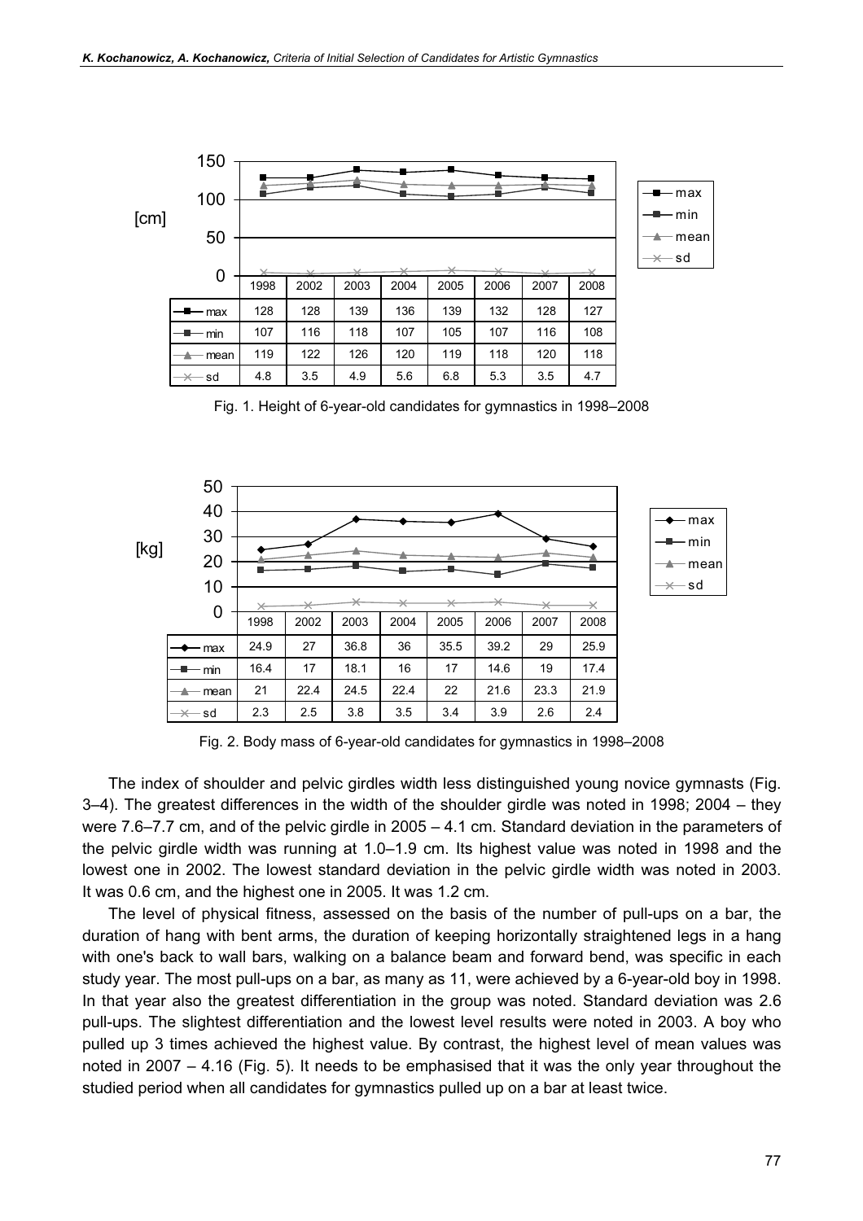|  | 1998 | 2002 | 2003 | 2004 | 2005 | 2006 | 2007 | 2008 |
|---|---|---|---|---|---|---|---|---|
| max | 128 | 128 | 139 | 136 | 139 | 132 | 128 | 127 |
| min | 107 | 116 | 118 | 107 | 105 | 107 | 116 | 108 |
| mean | 119 | 122 | 126 | 120 | 119 | 118 | 120 | 118 |
| sd | 4.8 | 3.5 | 4.9 | 5.6 | 6.8 | 5.3 | 3.5 | 4.7 |

Fig. 1. Height of 6-year-old candidates for gymnastics in 1998–2008

|  | 1998 | 2002 | 2003 | 2004 | 2005 | 2006 | 2007 | 2008 |
|---|---|---|---|---|---|---|---|---|
| max | 24.9 | 27 | 36.8 | 36 | 35.5 | 39.2 | 29 | 25.9 |
| min | 16.4 | 17 | 18.1 | 16 | 17 | 14.6 | 19 | 17.4 |
| mean | 21 | 22.4 | 24.5 | 22.4 | 22 | 21.6 | 23.3 | 21.9 |
| sd | 2.3 | 2.5 | 3.8 | 3.5 | 3.4 | 3.9 | 2.6 | 2.4 |

Fig. 2. Body mass of 6-year-old candidates for gymnastics in 1998–2008

The index of shoulder and pelvic girdles width less distinguished young novice gymnasts (Fig. 3–4). The greatest differences in the width of the shoulder girdle was noted in 1998; 2004 – they were 7.6–7.7 cm, and of the pelvic girdle in 2005 – 4.1 cm. Standard deviation in the parameters of the pelvic girdle width was running at 1.0–1.9 cm. Its highest value was noted in 1998 and the lowest one in 2002. The lowest standard deviation in the pelvic girdle width was noted in 2003. It was 0.6 cm, and the highest one in 2005. It was 1.2 cm.

The level of physical fitness, assessed on the basis of the number of pull-ups on a bar, the duration of hang with bent arms, the duration of keeping horizontally straightened legs in a hang with one's back to wall bars, walking on a balance beam and forward bend, was specific in each study year. The most pull-ups on a bar, as many as 11, were achieved by a 6-year-old boy in 1998. In that year also the greatest differentiation in the group was noted. Standard deviation was 2.6 pull-ups. The slightest differentiation and the lowest level results were noted in 2003. A boy who pulled up 3 times achieved the highest value. By contrast, the highest level of mean values was noted in 2007 – 4.16 (Fig. 5). It needs to be emphasised that it was the only year throughout the studied period when all candidates for gymnastics pulled up on a bar at least twice.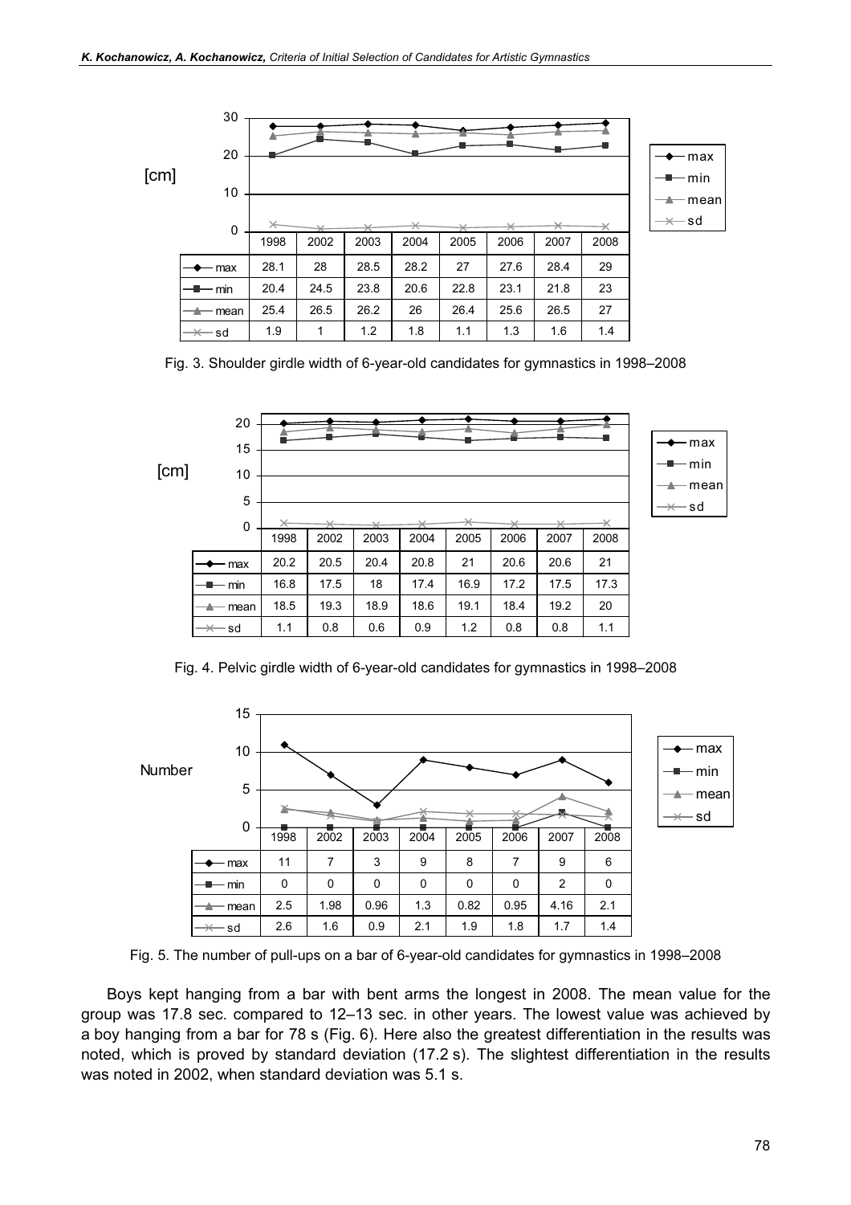| | 1998 | 2002 | 2003 | 2004 | 2005 | 2006 | 2007 | 2008 |
|---|---|---|---|---|---|---|---|---|
| max | 28.1 | 28 | 28.5 | 28.2 | 27 | 27.6 | 28.4 | 29 |
| min | 20.4 | 24.5 | 23.8 | 20.6 | 22.8 | 23.1 | 21.8 | 23 |
| mean | 25.4 | 26.5 | 26.2 | 26 | 26.4 | 25.6 | 26.5 | 27 |
| sd | 1.9 | 1 | 1.2 | 1.8 | 1.1 | 1.3 | 1.6 | 1.4 |

Fig. 3. Shoulder girdle width of 6-year-old candidates for gymnastics in 1998–2008

| | 1998 | 2002 | 2003 | 2004 | 2005 | 2006 | 2007 | 2008 |
|---|---|---|---|---|---|---|---|---|
| max | 20.2 | 20.5 | 20.4 | 20.8 | 21 | 20.6 | 20.6 | 21 |
| min | 16.8 | 17.5 | 18 | 17.4 | 16.9 | 17.2 | 17.5 | 17.3 |
| mean | 18.5 | 19.3 | 18.9 | 18.6 | 19.1 | 18.4 | 19.2 | 20 |
| sd | 1.1 | 0.8 | 0.6 | 0.9 | 1.2 | 0.8 | 0.8 | 1.1 |

Fig. 4. Pelvic girdle width of 6-year-old candidates for gymnastics in 1998–2008

| | 1998 | 2002 | 2003 | 2004 | 2005 | 2006 | 2007 | 2008 |
|---|---|---|---|---|---|---|---|---|
| max | 11 | 7 | 3 | 9 | 8 | 7 | 9 | 6 |
| min | 0 | 0 | 0 | 0 | 0 | 0 | 2 | 0 |
| mean | 2.5 | 1.98 | 0.96 | 1.3 | 0.82 | 0.95 | 4.16 | 2.1 |
| sd | 2.6 | 1.6 | 0.9 | 2.1 | 1.9 | 1.8 | 1.7 | 1.4 |

Fig. 5. The number of pull-ups on a bar of 6-year-old candidates for gymnastics in 1998–2008

Boys kept hanging from a bar with bent arms the longest in 2008. The mean value for the group was 17.8 sec. compared to 12–13 sec. in other years. The lowest value was achieved by a boy hanging from a bar for 78 s (Fig. 6). Here also the greatest differentiation in the results was noted, which is proved by standard deviation (17.2 s). The slightest differentiation in the results was noted in 2002, when standard deviation was 5.1 s.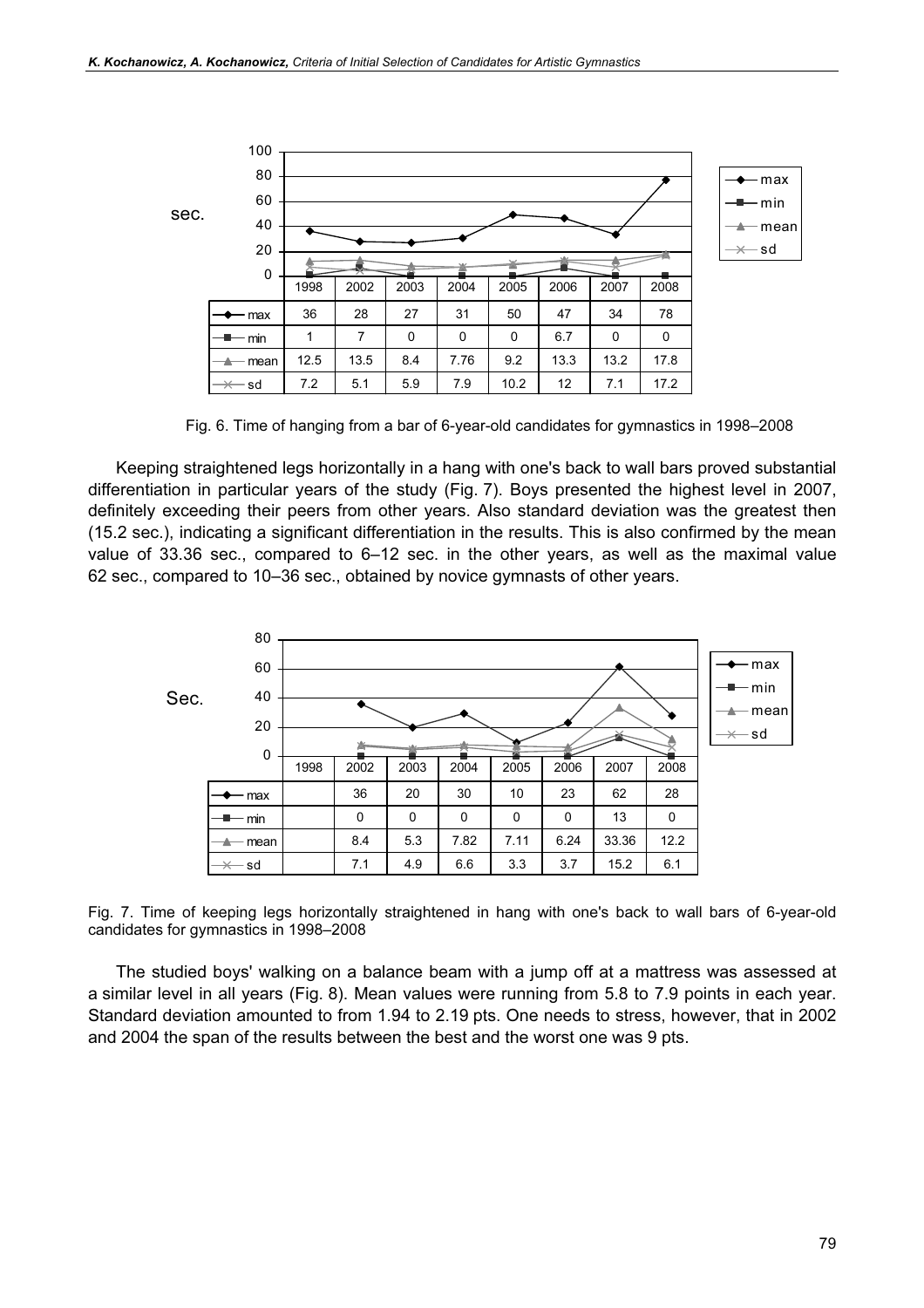| | 1998 | 2002 | 2003 | 2004 | 2005 | 2006 | 2007 | 2008 |
|---|---|---|---|---|---|---|---|---|
| max | 36 | 28 | 27 | 31 | 50 | 47 | 34 | 78 |
| min | 1 | 7 | 0 | 0 | 0 | 6.7 | 0 | 0 |
| mean | 12.5 | 13.5 | 8.4 | 7.76 | 9.2 | 13.3 | 13.2 | 17.8 |
| sd | 7.2 | 5.1 | 5.9 | 7.9 | 10.2 | 12 | 7.1 | 17.2 |

Fig. 6. Time of hanging from a bar of 6-year-old candidates for gymnastics in 1998–2008

Keeping straightened legs horizontally in a hang with one's back to wall bars proved substantial differentiation in particular years of the study (Fig. 7). Boys presented the highest level in 2007, definitely exceeding their peers from other years. Also standard deviation was the greatest then (15.2 sec.), indicating a significant differentiation in the results. This is also confirmed by the mean value of 33.36 sec., compared to 6–12 sec. in the other years, as well as the maximal value 62 sec., compared to 10–36 sec., obtained by novice gymnasts of other years.

| | 1998 | 2002 | 2003 | 2004 | 2005 | 2006 | 2007 | 2008 |
|---|---|---|---|---|---|---|---|---|
| max | | 36 | 20 | 30 | 10 | 23 | 62 | 28 |
| min | | 0 | 0 | 0 | 0 | 0 | 13 | 0 |
| mean | | 8.4 | 5.3 | 7.82 | 7.11 | 6.24 | 33.36 | 12.2 |
| sd | | 7.1 | 4.9 | 6.6 | 3.3 | 3.7 | 15.2 | 6.1 |

Fig. 7. Time of keeping legs horizontally straightened in hang with one's back to wall bars of 6-year-old candidates for gymnastics in 1998–2008

The studied boys' walking on a balance beam with a jump off at a mattress was assessed at a similar level in all years (Fig. 8). Mean values were running from 5.8 to 7.9 points in each year. Standard deviation amounted to from 1.94 to 2.19 pts. One needs to stress, however, that in 2002 and 2004 the span of the results between the best and the worst one was 9 pts.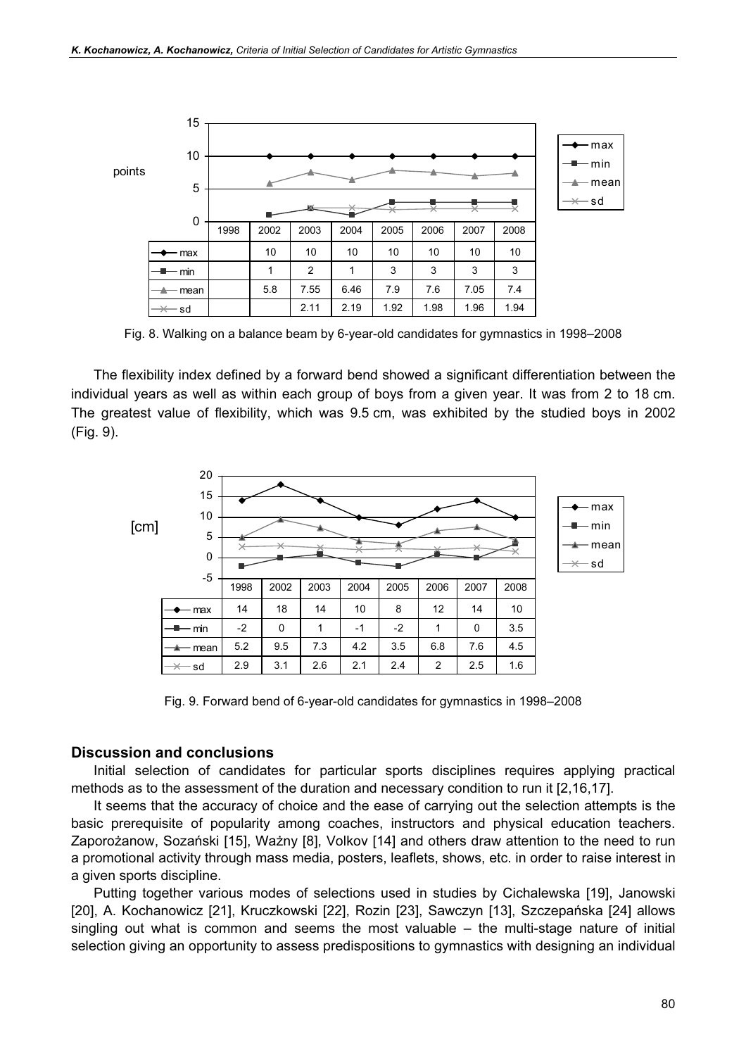| | 1998 | 2002 | 2003 | 2004 | 2005 | 2006 | 2007 | 2008 |
|---|---|---|---|---|---|---|---|---|
| max | | 10 | 10 | 10 | 10 | 10 | 10 | 10 |
| min | | 1 | 2 | 1 | 3 | 3 | 3 | 3 |
| mean | | 5.8 | 7.55 | 6.46 | 7.9 | 7.6 | 7.05 | 7.4 |
| sd | | | 2.11 | 2.19 | 1.92 | 1.98 | 1.96 | 1.94 |

Fig. 8. Walking on a balance beam by 6-year-old candidates for gymnastics in 1998–2008

The flexibility index defined by a forward bend showed a significant differentiation between the individual years as well as within each group of boys from a given year. It was from 2 to 18 cm. The greatest value of flexibility, which was 9.5 cm, was exhibited by the studied boys in 2002 (Fig. 9).

| | 1998 | 2002 | 2003 | 2004 | 2005 | 2006 | 2007 | 2008 |
|---|---|---|---|---|---|---|---|---|
| max | 14 | 18 | 14 | 10 | 8 | 12 | 14 | 10 |
| min | -2 | 0 | 1 | -1 | -2 | 1 | 0 | 3.5 |
| mean | 5.2 | 9.5 | 7.3 | 4.2 | 3.5 | 6.8 | 7.6 | 4.5 |
| sd | 2.9 | 3.1 | 2.6 | 2.1 | 2.4 | 2 | 2.5 | 1.6 |

Fig. 9. Forward bend of 6-year-old candidates for gymnastics in 1998–2008

## Discussion and conclusions

Initial selection of candidates for particular sports disciplines requires applying practical methods as to the assessment of the duration and necessary condition to run it [2,16,17].

It seems that the accuracy of choice and the ease of carrying out the selection attempts is the basic prerequisite of popularity among coaches, instructors and physical education teachers. Zaporożanow, Sozański [15], Ważny [8], Volkov [14] and others draw attention to the need to run a promotional activity through mass media, posters, leaflets, shows, etc. in order to raise interest in a given sports discipline.

Putting together various modes of selections used in studies by Cichalewska [19], Janowski [20], A. Kochanowicz [21], Kruczkowski [22], Rozin [23], Sawczyn [13], Szczepańska [24] allows singling out what is common and seems the most valuable – the multi-stage nature of initial selection giving an opportunity to assess predispositions to gymnastics with designing an individual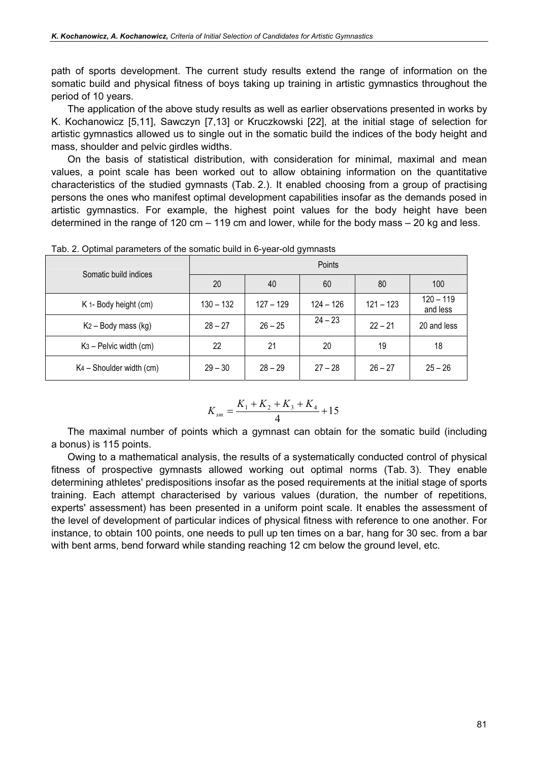path of sports development. The current study results extend the range of information on the somatic build and physical fitness of boys taking up training in artistic gymnastics throughout the period of 10 years.

The application of the above study results as well as earlier observations presented in works by K. Kochanowicz [5,11], Sawczyn [7,13] or Kruczkowski [22], at the initial stage of selection for artistic gymnastics allowed us to single out in the somatic build the indices of the body height and mass, shoulder and pelvic girdles widths.

On the basis of statistical distribution, with consideration for minimal, maximal and mean values, a point scale has been worked out to allow obtaining information on the quantitative characteristics of the studied gymnasts (Tab. 2.). It enabled choosing from a group of practising persons the ones who manifest optimal development capabilities insofar as the demands posed in artistic gymnastics. For example, the highest point values for the body height have been determined in the range of 120 cm – 119 cm and lower, while for the body mass – 20 kg and less.

Tab. 2. Optimal parameters of the somatic build in 6-year-old gymnasts

| Somatic build indices | Points | | | | |
|---|---|---|---|---|---|
| | 20 | 40 | 60 | 80 | 100 |
| $K_1$- Body height (cm) | 130 – 132 | 127 – 129 | 124 – 126 | 121 – 123 | 120 – 119 and less |
| $K_2$ – Body mass (kg) | 28 – 27 | 26 – 25 | 24 – 23 | 22 – 21 | 20 and less |
| $K_3$ – Pelvic width (cm) | 22 | 21 | 20 | 19 | 18 |
| $K_4$ – Shoulder width (cm) | 29 – 30 | 28 – 29 | 27 – 28 | 26 – 27 | 25 – 26 |

$$K_{sm} = \frac{K_1 + K_2 + K_3 + K_4}{4} + 15$$

The maximal number of points which a gymnast can obtain for the somatic build (including a bonus) is 115 points.

Owing to a mathematical analysis, the results of a systematically conducted control of physical fitness of prospective gymnasts allowed working out optimal norms (Tab. 3). They enable determining athletes' predispositions insofar as the posed requirements at the initial stage of sports training. Each attempt characterised by various values (duration, the number of repetitions, experts' assessment) has been presented in a uniform point scale. It enables the assessment of the level of development of particular indices of physical fitness with reference to one another. For instance, to obtain 100 points, one needs to pull up ten times on a bar, hang for 30 sec. from a bar with bent arms, bend forward while standing reaching 12 cm below the ground level, etc.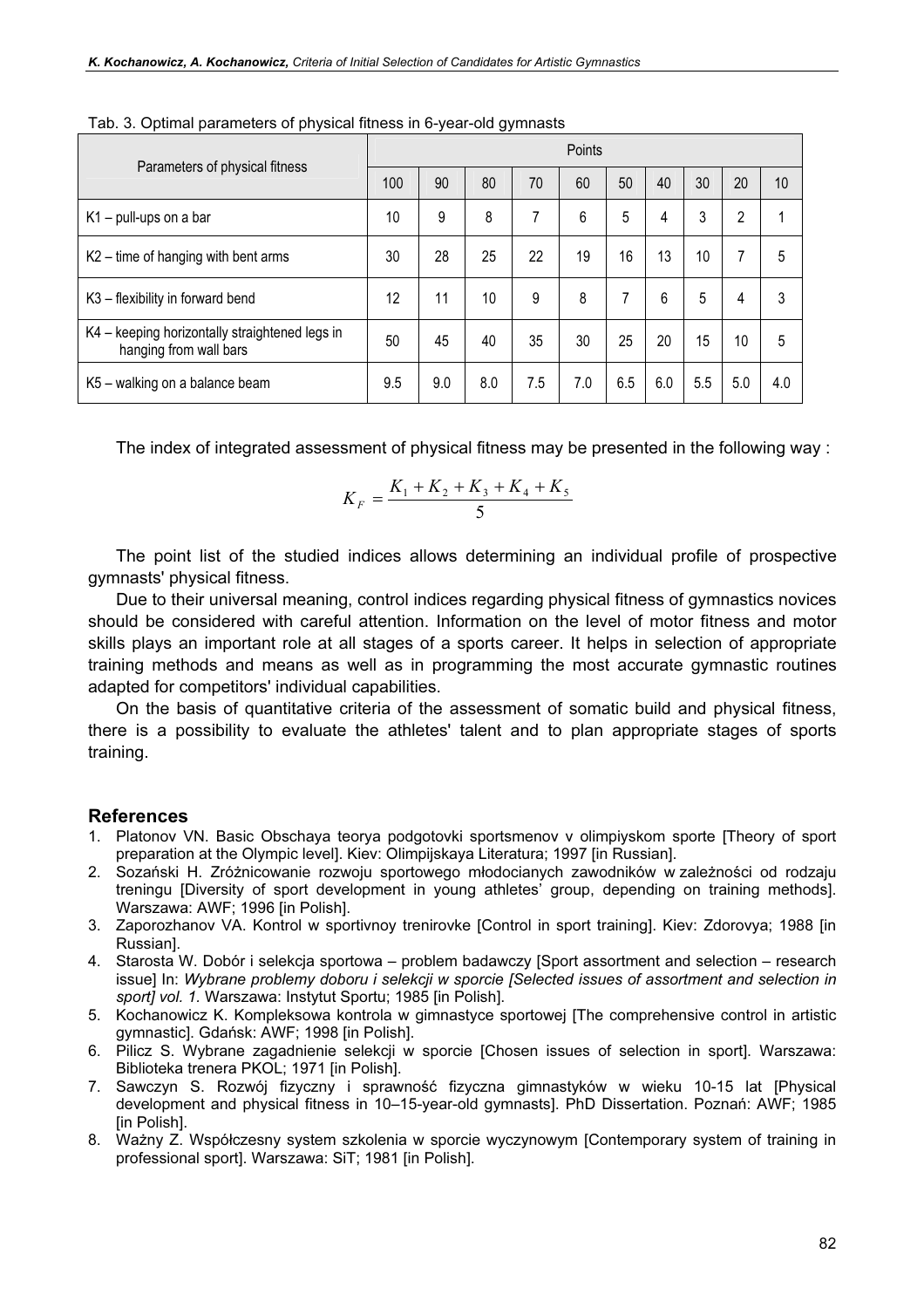Tab. 3. Optimal parameters of physical fitness in 6-year-old gymnasts

| Parameters of physical fitness | Points | | | | | | | | | |
|---|---|---|---|---|---|---|---|---|---|---|
| | 100 | 90 | 80 | 70 | 60 | 50 | 40 | 30 | 20 | 10 |
| K1 – pull-ups on a bar | 10 | 9 | 8 | 7 | 6 | 5 | 4 | 3 | 2 | 1 |
| K2 – time of hanging with bent arms | 30 | 28 | 25 | 22 | 19 | 16 | 13 | 10 | 7 | 5 |
| K3 – flexibility in forward bend | 12 | 11 | 10 | 9 | 8 | 7 | 6 | 5 | 4 | 3 |
| K4 – keeping horizontally straightened legs in hanging from wall bars | 50 | 45 | 40 | 35 | 30 | 25 | 20 | 15 | 10 | 5 |
| K5 – walking on a balance beam | 9.5 | 9.0 | 8.0 | 7.5 | 7.0 | 6.5 | 6.0 | 5.5 | 5.0 | 4.0 |

The index of integrated assessment of physical fitness may be presented in the following way :

$$K_F = \frac{K_1 + K_2 + K_3 + K_4 + K_5}{5}$$

The point list of the studied indices allows determining an individual profile of prospective gymnasts' physical fitness.

Due to their universal meaning, control indices regarding physical fitness of gymnastics novices should be considered with careful attention. Information on the level of motor fitness and motor skills plays an important role at all stages of a sports career. It helps in selection of appropriate training methods and means as well as in programming the most accurate gymnastic routines adapted for competitors' individual capabilities.

On the basis of quantitative criteria of the assessment of somatic build and physical fitness, there is a possibility to evaluate the athletes' talent and to plan appropriate stages of sports training.

## References

1. Platonov VN. Basic Obschaya teorya podgotovki sportsmenov v olimpiyskom sporte [Theory of sport preparation at the Olympic level]. Kiev: Olimpijskaya Literatura; 1997 [in Russian].
2. Sozański H. Zróżnicowanie rozwoju sportowego młodocianych zawodników w zależności od rodzaju treningu [Diversity of sport development in young athletes' group, depending on training methods]. Warszawa: AWF; 1996 [in Polish].
3. Zaporozhanov VA. Kontrol w sportivnoy trenirovke [Control in sport training]. Kiev: Zdorovya; 1988 [in Russian].
4. Starosta W. Dobór i selekcja sportowa – problem badawczy [Sport assortment and selection – research issue] In: *Wybrane problemy doboru i selekcji w sporcie [Selected issues of assortment and selection in sport] vol. 1.* Warszawa: Instytut Sportu; 1985 [in Polish].
5. Kochanowicz K. Kompleksowa kontrola w gimnastyce sportowej [The comprehensive control in artistic gymnastic]. Gdańsk: AWF; 1998 [in Polish].
6. Pilicz S. Wybrane zagadnienie selekcji w sporcie [Chosen issues of selection in sport]. Warszawa: Biblioteka trenera PKOL; 1971 [in Polish].
7. Sawczyn S. Rozwój fizyczny i sprawność fizyczna gimnastyków w wieku 10-15 lat [Physical development and physical fitness in 10–15-year-old gymnasts]. PhD Dissertation. Poznań: AWF; 1985 [in Polish].
8. Ważny Z. Współczesny system szkolenia w sporcie wyczynowym [Contemporary system of training in professional sport]. Warszawa: SiT; 1981 [in Polish].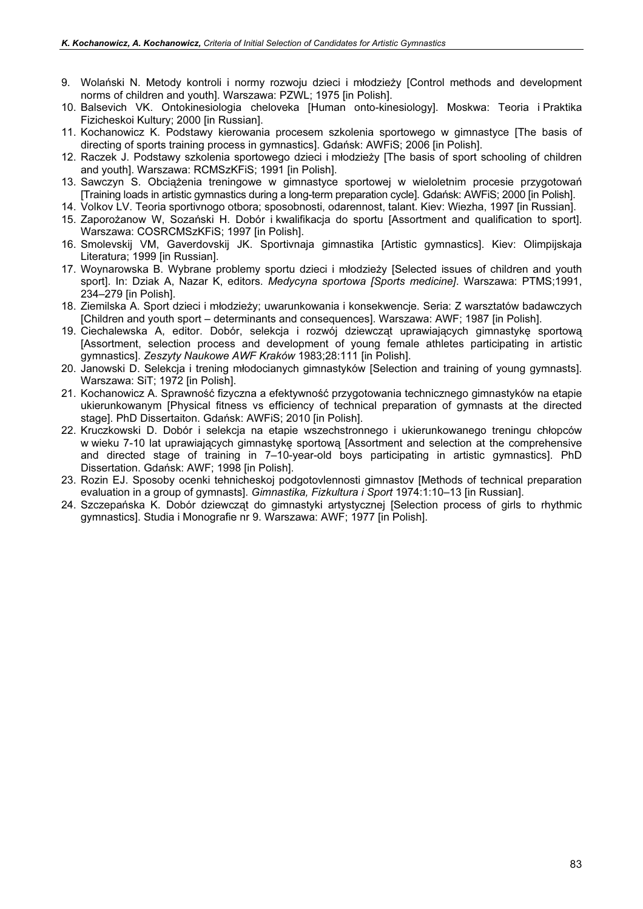9. Wolański N. Metody kontroli i normy rozwoju dzieci i młodzieży [Control methods and development norms of children and youth]. Warszawa: PZWL; 1975 [in Polish].
10. Balsevich VK. Ontokinesiologia cheloveka [Human onto-kinesiology]. Moskwa: Teoria i Praktika Fizicheskoi Kultury; 2000 [in Russian].
11. Kochanowicz K. Podstawy kierowania procesem szkolenia sportowego w gimnastyce [The basis of directing of sports training process in gymnastics]. Gdańsk: AWFiS; 2006 [in Polish].
12. Raczek J. Podstawy szkolenia sportowego dzieci i młodzieży [The basis of sport schooling of children and youth]. Warszawa: RCMSzKFiS; 1991 [in Polish].
13. Sawczyn S. Obciążenia treningowe w gimnastyce sportowej w wieloletnim procesie przygotowań [Training loads in artistic gymnastics during a long-term preparation cycle]. Gdańsk: AWFiS; 2000 [in Polish].
14. Volkov LV. Teoria sportivnogo otbora; sposobnosti, odarennost, talant. Kiev: Wiezha, 1997 [in Russian].
15. Zaporożanow W, Sozański H. Dobór i kwalifikacja do sportu [Assortment and qualification to sport]. Warszawa: COSRCMSzKFiS; 1997 [in Polish].
16. Smolevskij VM, Gaverdovskij JK. Sportivnaja gimnastika [Artistic gymnastics]. Kiev: Olimpijskaja Literatura; 1999 [in Russian].
17. Woynarowska B. Wybrane problemy sportu dzieci i młodzieży [Selected issues of children and youth sport]. In: Dziak A, Nazar K, editors. *Medycyna sportowa [Sports medicine]*. Warszawa: PTMS;1991, 234–279 [in Polish].
18. Ziemilska A. Sport dzieci i młodzieży; uwarunkowania i konsekwencje. Seria: Z warsztatów badawczych [Children and youth sport – determinants and consequences]. Warszawa: AWF; 1987 [in Polish].
19. Ciechalewska A, editor. Dobór, selekcja i rozwój dziewcząt uprawiających gimnastykę sportową [Assortment, selection process and development of young female athletes participating in artistic gymnastics]. *Zeszyty Naukowe AWF Kraków* 1983;28:111 [in Polish].
20. Janowski D. Selekcja i trening młodocianych gimnastyków [Selection and training of young gymnasts]. Warszawa: SiT; 1972 [in Polish].
21. Kochanowicz A. Sprawność fizyczna a efektywność przygotowania technicznego gimnastyków na etapie ukierunkowanym [Physical fitness vs efficiency of technical preparation of gymnasts at the directed stage]. PhD Dissertaiton. Gdańsk: AWFiS; 2010 [in Polish].
22. Kruczkowski D. Dobór i selekcja na etapie wszechstronnego i ukierunkowanego treningu chłopców w wieku 7-10 lat uprawiających gimnastykę sportową [Assortment and selection at the comprehensive and directed stage of training in 7–10-year-old boys participating in artistic gymnastics]. PhD Dissertation. Gdańsk: AWF; 1998 [in Polish].
23. Rozin EJ. Sposoby ocenki tehnicheskoj podgotovlennosti gimnastov [Methods of technical preparation evaluation in a group of gymnasts]. *Gimnastika, Fizkultura i Sport* 1974:1:10–13 [in Russian].
24. Szczepańska K. Dobór dziewcząt do gimnastyki artystycznej [Selection process of girls to rhythmic gymnastics]. Studia i Monografie nr 9. Warszawa: AWF; 1977 [in Polish].